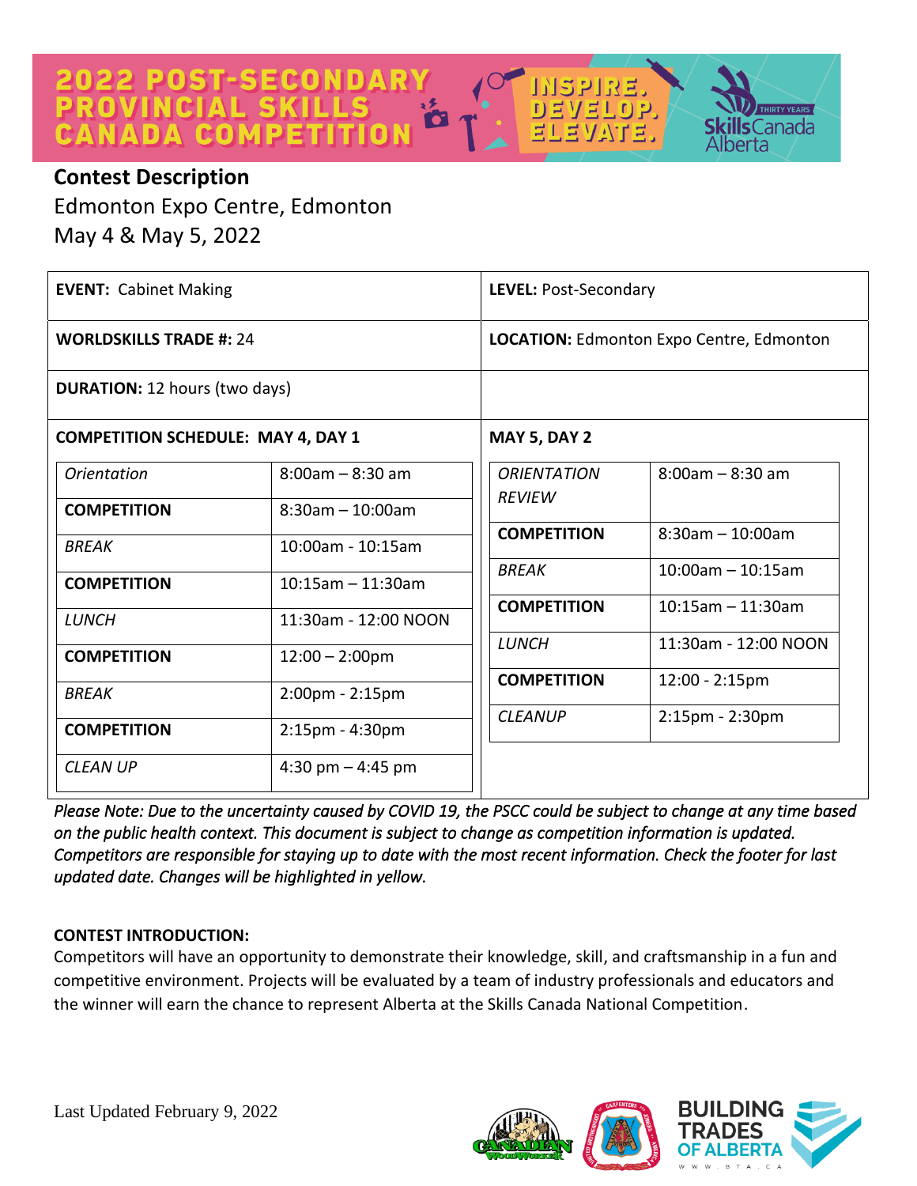# 2022 POST-SECONDARY PROVINCIAL SKILLS CANADA COMPETITION

INSPIRE. DEVELOP. ELEVATE.

## Contest Description

Edmonton Expo Centre, Edmonton
May 4 & May 5, 2022

| **EVENT:** Cabinet Making | **LEVEL:** Post-Secondary |
|---|---|
| **WORLDSKILLS TRADE #:** 24 | **LOCATION:** Edmonton Expo Centre, Edmonton |
| **DURATION:** 12 hours (two days) | |

**COMPETITION SCHEDULE: MAY 4, DAY 1**

| | |
|---|---|
| *Orientation* | 8:00am – 8:30 am |
| **COMPETITION** | 8:30am – 10:00am |
| *BREAK* | 10:00am - 10:15am |
| **COMPETITION** | 10:15am – 11:30am |
| *LUNCH* | 11:30am - 12:00 NOON |
| **COMPETITION** | 12:00 – 2:00pm |
| *BREAK* | 2:00pm - 2:15pm |
| **COMPETITION** | 2:15pm - 4:30pm |
| *CLEAN UP* | 4:30 pm – 4:45 pm |

**MAY 5, DAY 2**

| | |
|---|---|
| *ORIENTATION REVIEW* | 8:00am – 8:30 am |
| **COMPETITION** | 8:30am – 10:00am |
| *BREAK* | 10:00am – 10:15am |
| **COMPETITION** | 10:15am – 11:30am |
| *LUNCH* | 11:30am - 12:00 NOON |
| **COMPETITION** | 12:00 - 2:15pm |
| *CLEANUP* | 2:15pm - 2:30pm |

*Please Note: Due to the uncertainty caused by COVID 19, the PSCC could be subject to change at any time based on the public health context. This document is subject to change as competition information is updated. Competitors are responsible for staying up to date with the most recent information. Check the footer for last updated date. Changes will be highlighted in yellow.*

**CONTEST INTRODUCTION:**

Competitors will have an opportunity to demonstrate their knowledge, skill, and craftsmanship in a fun and competitive environment. Projects will be evaluated by a team of industry professionals and educators and the winner will earn the chance to represent Alberta at the Skills Canada National Competition.

Last Updated February 9, 2022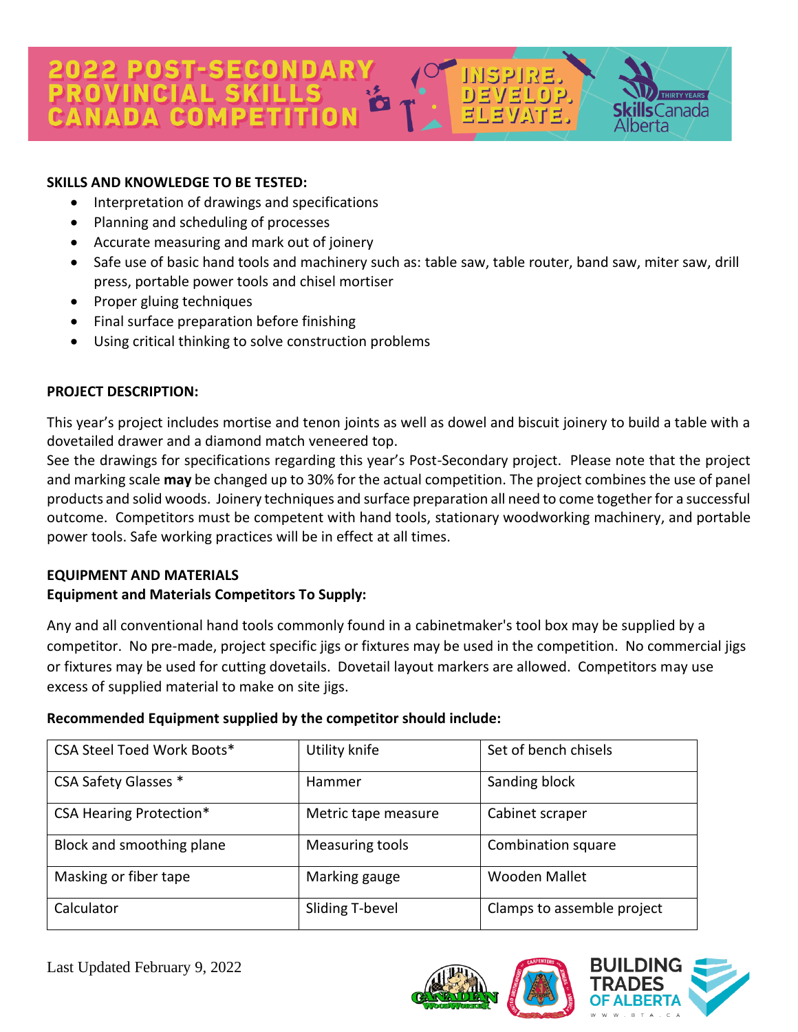**SKILLS AND KNOWLEDGE TO BE TESTED:**

- Interpretation of drawings and specifications
- Planning and scheduling of processes
- Accurate measuring and mark out of joinery
- Safe use of basic hand tools and machinery such as: table saw, table router, band saw, miter saw, drill press, portable power tools and chisel mortiser
- Proper gluing techniques
- Final surface preparation before finishing
- Using critical thinking to solve construction problems

**PROJECT DESCRIPTION:**

This year's project includes mortise and tenon joints as well as dowel and biscuit joinery to build a table with a dovetailed drawer and a diamond match veneered top.
See the drawings for specifications regarding this year's Post-Secondary project. Please note that the project and marking scale **may** be changed up to 30% for the actual competition. The project combines the use of panel products and solid woods. Joinery techniques and surface preparation all need to come together for a successful outcome. Competitors must be competent with hand tools, stationary woodworking machinery, and portable power tools. Safe working practices will be in effect at all times.

**EQUIPMENT AND MATERIALS**

**Equipment and Materials Competitors To Supply:**

Any and all conventional hand tools commonly found in a cabinetmaker's tool box may be supplied by a competitor. No pre-made, project specific jigs or fixtures may be used in the competition. No commercial jigs or fixtures may be used for cutting dovetails. Dovetail layout markers are allowed. Competitors may use excess of supplied material to make on site jigs.

**Recommended Equipment supplied by the competitor should include:**

| | | |
|---|---|---|
| CSA Steel Toed Work Boots* | Utility knife | Set of bench chisels |
| CSA Safety Glasses * | Hammer | Sanding block |
| CSA Hearing Protection* | Metric tape measure | Cabinet scraper |
| Block and smoothing plane | Measuring tools | Combination square |
| Masking or fiber tape | Marking gauge | Wooden Mallet |
| Calculator | Sliding T-bevel | Clamps to assemble project |

Last Updated February 9, 2022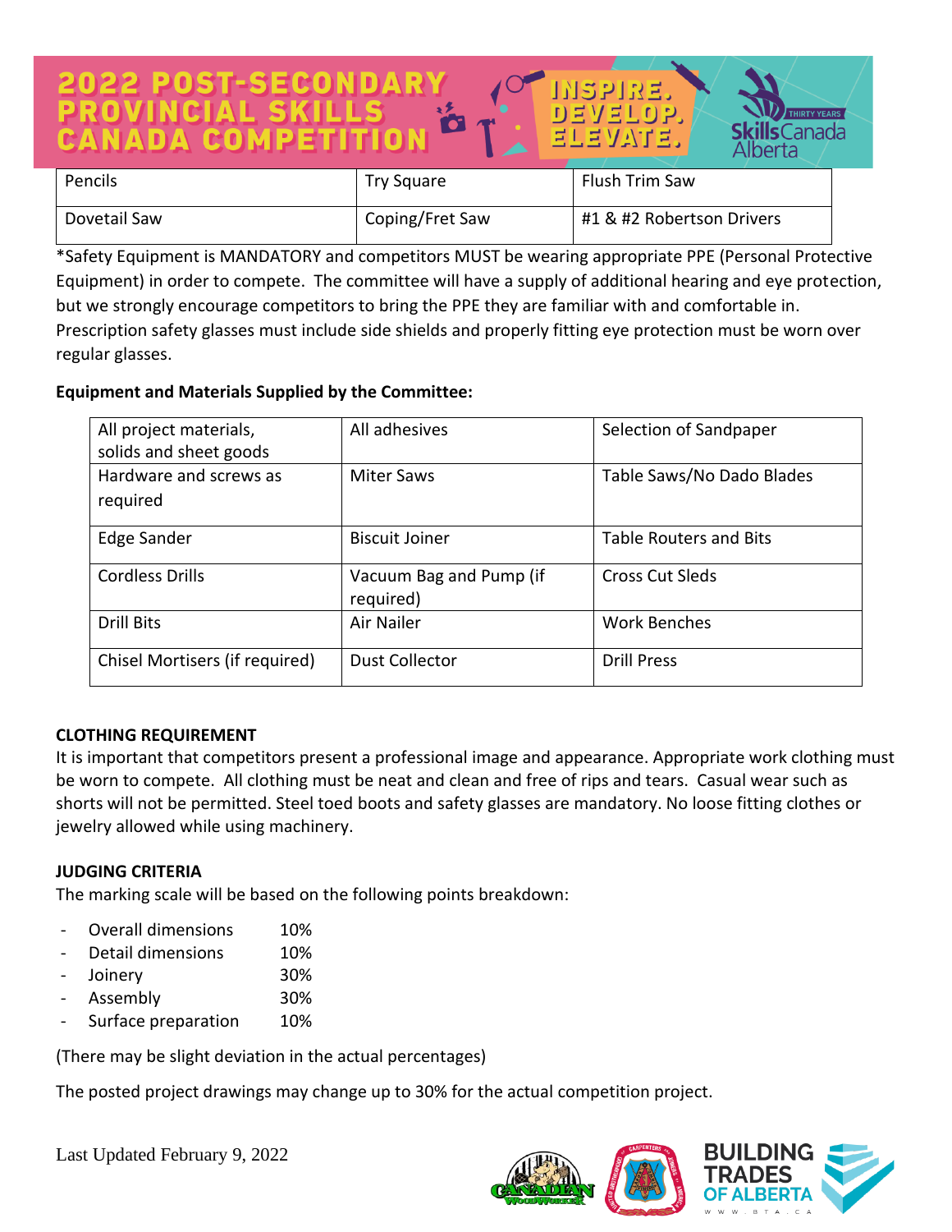| Pencils | Try Square | Flush Trim Saw |
|---|---|---|
| Dovetail Saw | Coping/Fret Saw | #1 & #2 Robertson Drivers |

*Safety Equipment is MANDATORY and competitors MUST be wearing appropriate PPE (Personal Protective Equipment) in order to compete. The committee will have a supply of additional hearing and eye protection, but we strongly encourage competitors to bring the PPE they are familiar with and comfortable in. Prescription safety glasses must include side shields and properly fitting eye protection must be worn over regular glasses.

**Equipment and Materials Supplied by the Committee:**

| All project materials, solids and sheet goods | All adhesives | Selection of Sandpaper |
|---|---|---|
| Hardware and screws as required | Miter Saws | Table Saws/No Dado Blades |
| Edge Sander | Biscuit Joiner | Table Routers and Bits |
| Cordless Drills | Vacuum Bag and Pump (if required) | Cross Cut Sleds |
| Drill Bits | Air Nailer | Work Benches |
| Chisel Mortisers (if required) | Dust Collector | Drill Press |

**CLOTHING REQUIREMENT**

It is important that competitors present a professional image and appearance. Appropriate work clothing must be worn to compete. All clothing must be neat and clean and free of rips and tears. Casual wear such as shorts will not be permitted. Steel toed boots and safety glasses are mandatory. No loose fitting clothes or jewelry allowed while using machinery.

**JUDGING CRITERIA**

The marking scale will be based on the following points breakdown:

- Overall dimensions 10%
- Detail dimensions 10%
- Joinery 30%
- Assembly 30%
- Surface preparation 10%

(There may be slight deviation in the actual percentages)

The posted project drawings may change up to 30% for the actual competition project.

Last Updated February 9, 2022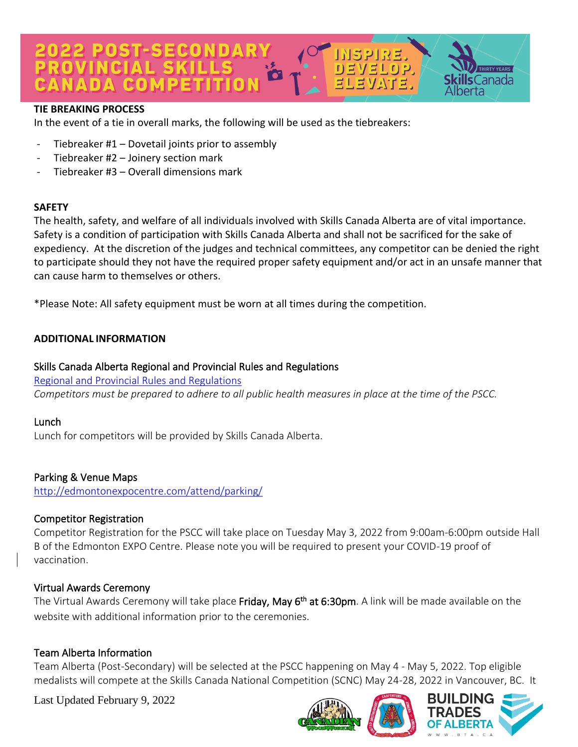## TIE BREAKING PROCESS

In the event of a tie in overall marks, the following will be used as the tiebreakers:

- Tiebreaker #1 – Dovetail joints prior to assembly
- Tiebreaker #2 – Joinery section mark
- Tiebreaker #3 – Overall dimensions mark

## SAFETY

The health, safety, and welfare of all individuals involved with Skills Canada Alberta are of vital importance. Safety is a condition of participation with Skills Canada Alberta and shall not be sacrificed for the sake of expediency. At the discretion of the judges and technical committees, any competitor can be denied the right to participate should they not have the required proper safety equipment and/or act in an unsafe manner that can cause harm to themselves or others.

*Please Note: All safety equipment must be worn at all times during the competition.

## ADDITIONAL INFORMATION

### Skills Canada Alberta Regional and Provincial Rules and Regulations

[Regional and Provincial Rules and Regulations](Regional and Provincial Rules and Regulations)

*Competitors must be prepared to adhere to all public health measures in place at the time of the PSCC.*

### Lunch

Lunch for competitors will be provided by Skills Canada Alberta.

### Parking & Venue Maps

[http://edmontonexpocentre.com/attend/parking/](http://edmontonexpocentre.com/attend/parking/)

### Competitor Registration

Competitor Registration for the PSCC will take place on Tuesday May 3, 2022 from 9:00am-6:00pm outside Hall B of the Edmonton EXPO Centre. Please note you will be required to present your COVID-19 proof of vaccination.

### Virtual Awards Ceremony

The Virtual Awards Ceremony will take place **Friday, May 6th at 6:30pm**. A link will be made available on the website with additional information prior to the ceremonies.

### Team Alberta Information

Team Alberta (Post-Secondary) will be selected at the PSCC happening on May 4 - May 5, 2022. Top eligible medalists will compete at the Skills Canada National Competition (SCNC) May 24-28, 2022 in Vancouver, BC. It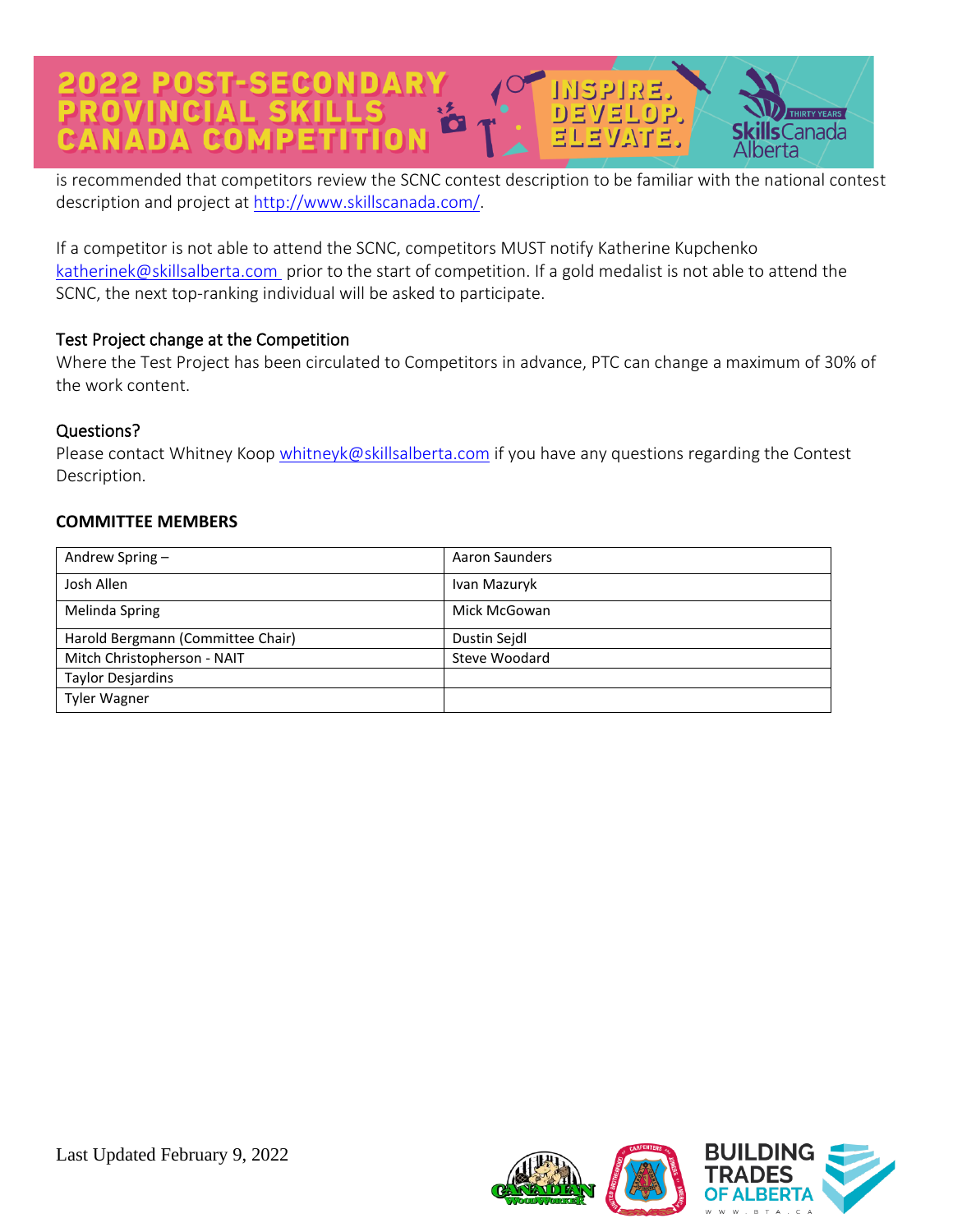is recommended that competitors review the SCNC contest description to be familiar with the national contest description and project at http://www.skillscanada.com/.

If a competitor is not able to attend the SCNC, competitors MUST notify Katherine Kupchenko katherinek@skillsalberta.com prior to the start of competition. If a gold medalist is not able to attend the SCNC, the next top-ranking individual will be asked to participate.

### Test Project change at the Competition

Where the Test Project has been circulated to Competitors in advance, PTC can change a maximum of 30% of the work content.

### Questions?

Please contact Whitney Koop whitneyk@skillsalberta.com if you have any questions regarding the Contest Description.

**COMMITTEE MEMBERS**

| | |
|---|---|
| Andrew Spring – | Aaron Saunders |
| Josh Allen | Ivan Mazuryk |
| Melinda Spring | Mick McGowan |
| Harold Bergmann (Committee Chair) | Dustin Sejdl |
| Mitch Christopherson - NAIT | Steve Woodard |
| Taylor Desjardins | |
| Tyler Wagner | |

Last Updated February 9, 2022